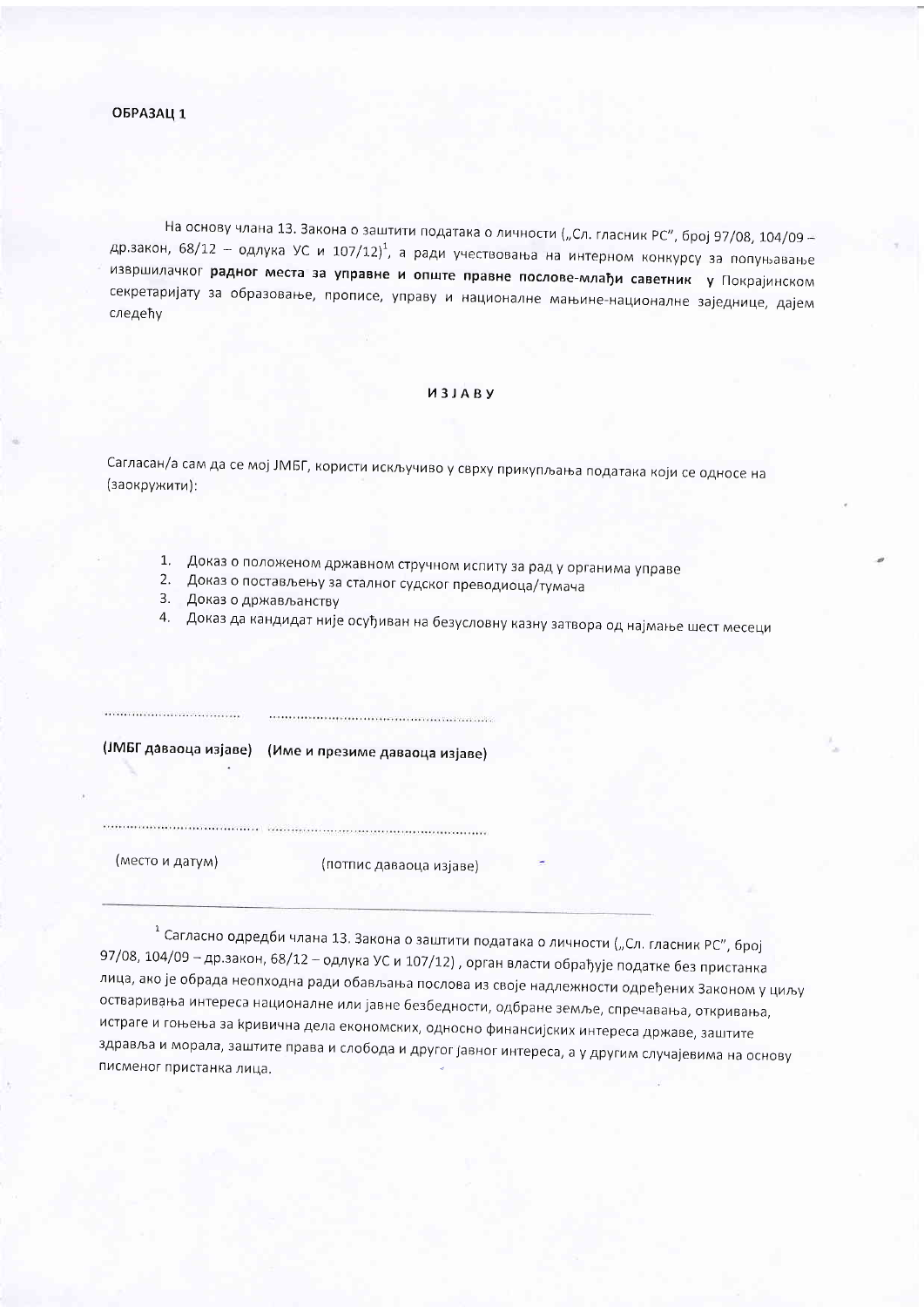**ОБРАЗАЦ 1**

На основу члана 13. Закона о заштити података о личности („Сл. гласник РС", број 97/08, 104/09 – др.закон, 68/12 – одлука УС и 107/12)[1], а ради учествовања на интерном конкурсу за попуњавање извршилачког **радног места за управне и опште правне послове-млађи саветник у** Покрајинском секретаријату за образовање, прописе, управу и националне мањине-националне заједнице, дајем следећу

**И З Ј А В У**

Сагласан/а сам да се мој ЈМБГ, користи искључиво у сврху прикупљања података који се односе на (заокружити):

1. Доказ о положеном државном стручном испиту за рад у органима управе
2. Доказ о постављењу за сталног судског преводиоца/тумача
3. Доказ о држављанству
4. Доказ да кандидат није осуђиван на безусловну казну затвора од најмање шест месеци

.................................. .........................................................

**(ЈМБГ даваоца изјаве) (Име и презиме даваоца изјаве)**

........................................ .........................................................

(место и датум) (потпис даваоца изјаве)

---

[1] Сагласно одредби члана 13. Закона о заштити података о личности („Сл. гласник РС", број 97/08, 104/09 – др.закон, 68/12 – одлука УС и 107/12) , орган власти обрађује податке без пристанка лица, ако је обрада неопходна ради обављања послова из своје надлежности одређених Законом у циљу остваривања интереса националне или јавне безбедности, одбране земље, спречавања, откривања, истраге и гоњења за кривична дела економских, односно финансијских интереса државе, заштите здравља и морала, заштите права и слобода и другог јавног интереса, а у другим случајевима на основу писменог пристанка лица.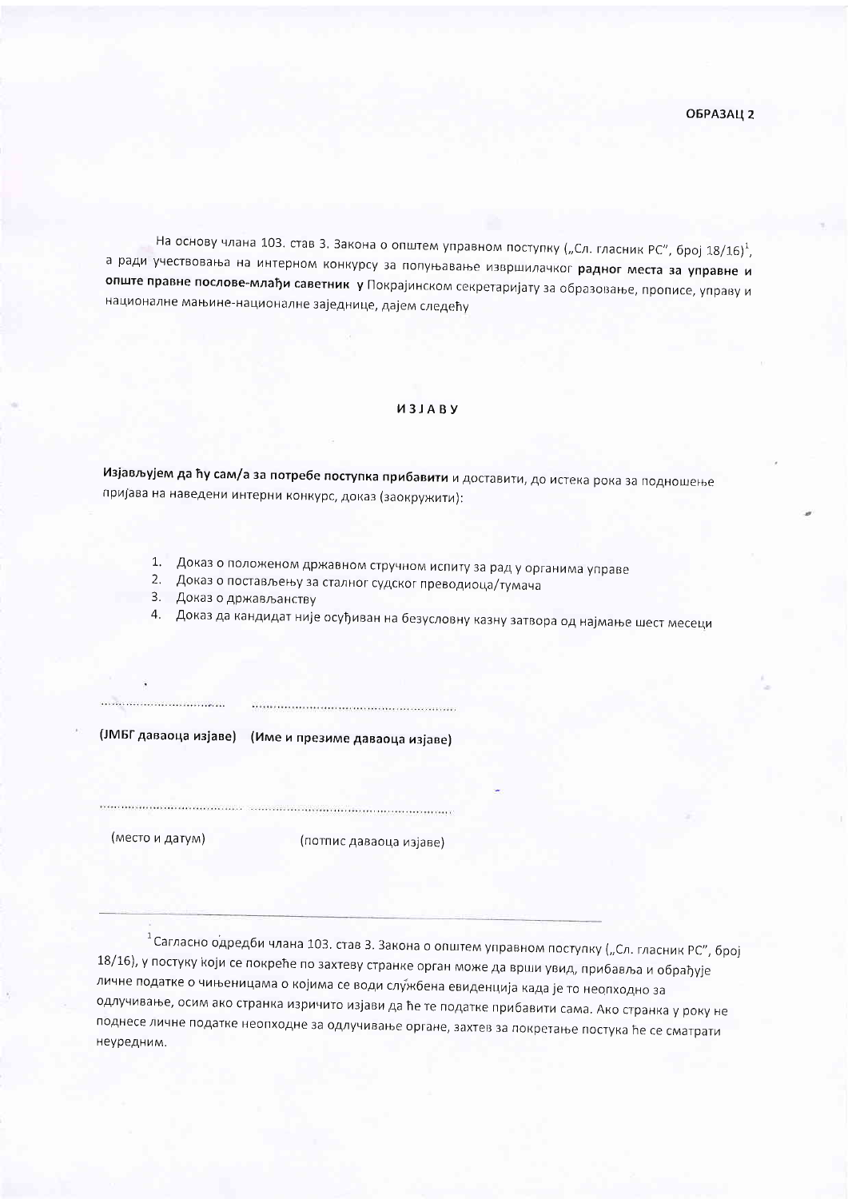**ОБРАЗАЦ 2**

На основу члана 103. став 3. Закона о општем управном поступку („Сл. гласник РС", број 18/16)[1], а ради учествовања на интерном конкурсу за попуњавање извршилачког **радног места за управне и опште правне послове-млађи саветник у** Покрајинском секретаријату за образовање, прописе, управу и националне мањине-националне заједнице, дајем следећу

## ИЗЈАВУ

**Изјављујем да ћу сам/а за потребе поступка прибавити** и доставити, до истека рока за подношење пријава на наведени интерни конкурс, доказ (заокружити):

1. Доказ о положеном државном стручном испиту за рад у органима управе
2. Доказ о постављењу за сталног судског преводиоца/тумача
3. Доказ о држављанству
4. Доказ да кандидат није осуђиван на безусловну казну затвора од најмање шест месеци

.................................. ......................................................

**(ЈМБГ даваоца изјаве) (Име и презиме даваоца изјаве)**

.................................. ......................................................

(место и датум) (потпис даваоца изјаве)

---

[1] Сагласно одредби члана 103. став 3. Закона о општем управном поступку („Сл. гласник РС", број 18/16), у постуку који се покреће по захтеву странке орган може да врши увид, прибавља и обрађује личне податке о чињеницама о којима се води службена евиденција када је то неопходно за одлучивање, осим ако странка изричито изјави да ће те податке прибавити сама. Ако странка у року не поднесе личне податке неопходне за одлучивање органе, захтев за покретање постука ће се сматрати неуредним.